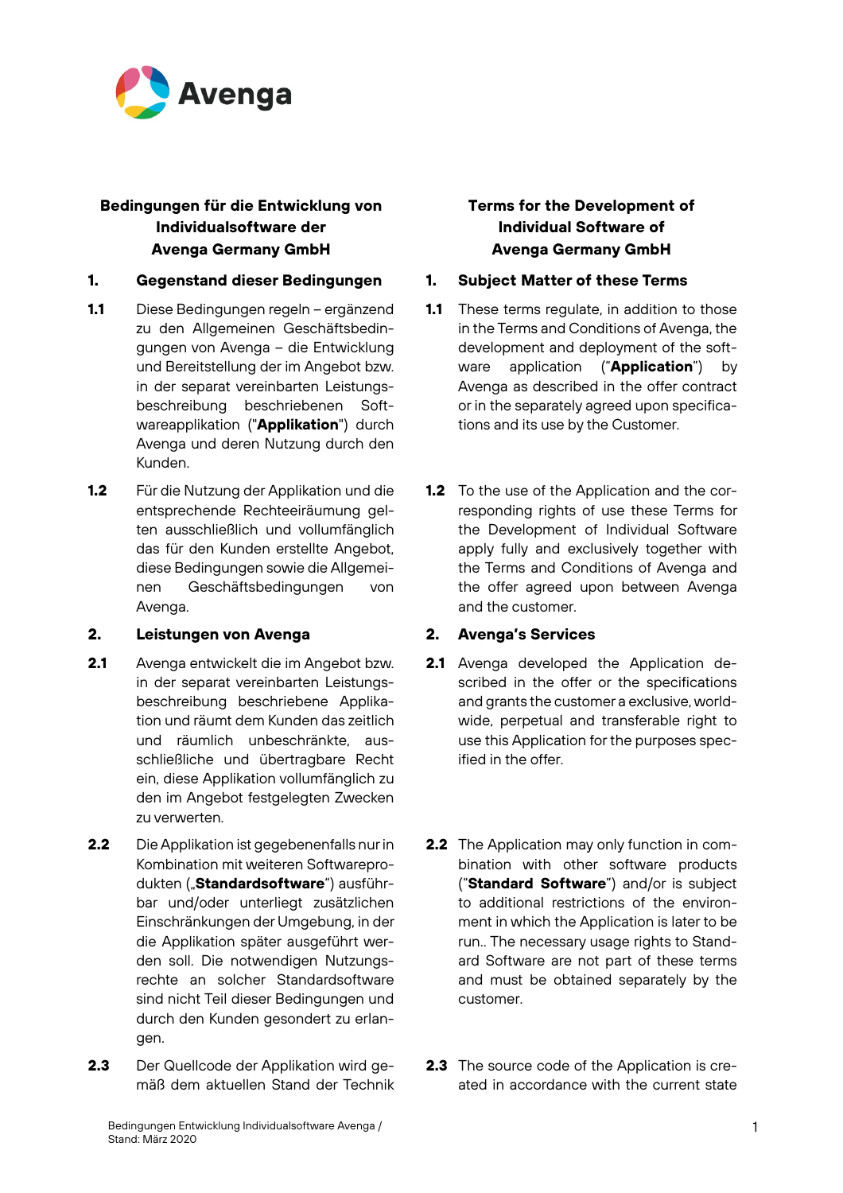Avenga

## Bedingungen für die Entwicklung von Individualsoftware der Avenga Germany GmbH

### 1. Gegenstand dieser Bedingungen

**1.1** Diese Bedingungen regeln – ergänzend zu den Allgemeinen Geschäftsbedingungen von Avenga – die Entwicklung und Bereitstellung der im Angebot bzw. in der separat vereinbarten Leistungsbeschreibung beschriebenen Softwareapplikation ("**Applikation**") durch Avenga und deren Nutzung durch den Kunden.

**1.2** Für die Nutzung der Applikation und die entsprechende Rechteeiräumung gelten ausschließlich und vollumfänglich das für den Kunden erstellte Angebot, diese Bedingungen sowie die Allgemeinen Geschäftsbedingungen von Avenga.

### 2. Leistungen von Avenga

**2.1** Avenga entwickelt die im Angebot bzw. in der separat vereinbarten Leistungsbeschreibung beschriebene Applikation und räumt dem Kunden das zeitlich und räumlich unbeschränkte, ausschließliche und übertragbare Recht ein, diese Applikation vollumfänglich zu den im Angebot festgelegten Zwecken zu verwerten.

**2.2** Die Applikation ist gegebenenfalls nur in Kombination mit weiteren Softwareprodukten („**Standardsoftware**") ausführbar und/oder unterliegt zusätzlichen Einschränkungen der Umgebung, in der die Applikation später ausgeführt werden soll. Die notwendigen Nutzungsrechte an solcher Standardsoftware sind nicht Teil dieser Bedingungen und durch den Kunden gesondert zu erlangen.

**2.3** Der Quellcode der Applikation wird gemäß dem aktuellen Stand der Technik

## Terms for the Development of Individual Software of Avenga Germany GmbH

### 1. Subject Matter of these Terms

**1.1** These terms regulate, in addition to those in the Terms and Conditions of Avenga, the development and deployment of the software application ("**Application**") by Avenga as described in the offer contract or in the separately agreed upon specifications and its use by the Customer.

**1.2** To the use of the Application and the corresponding rights of use these Terms for the Development of Individual Software apply fully and exclusively together with the Terms and Conditions of Avenga and the offer agreed upon between Avenga and the customer.

### 2. Avenga's Services

**2.1** Avenga developed the Application described in the offer or the specifications and grants the customer a exclusive, worldwide, perpetual and transferable right to use this Application for the purposes specified in the offer.

**2.2** The Application may only function in combination with other software products ("**Standard Software**") and/or is subject to additional restrictions of the environment in which the Application is later to be run.. The necessary usage rights to Standard Software are not part of these terms and must be obtained separately by the customer.

**2.3** The source code of the Application is created in accordance with the current state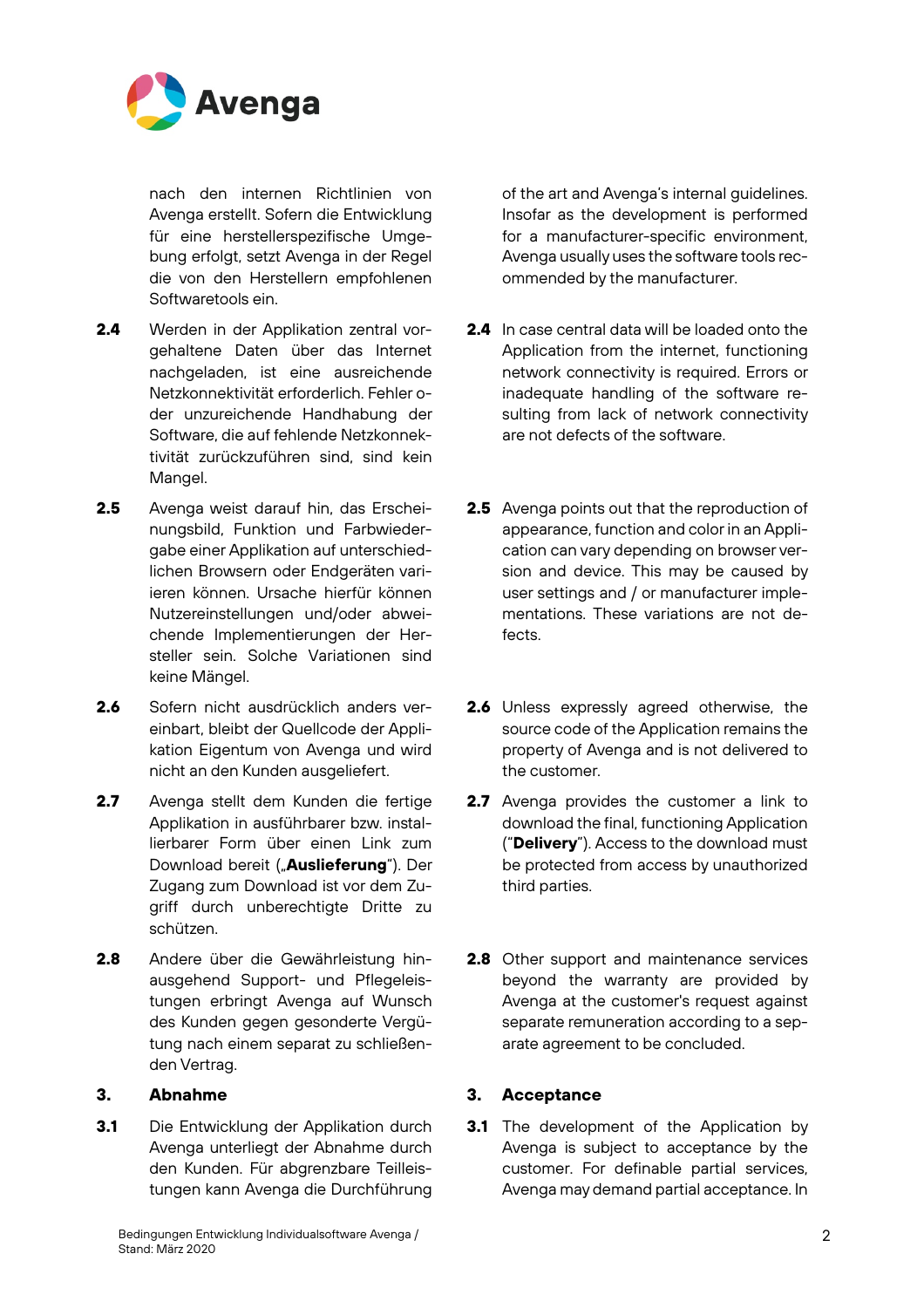nach den internen Richtlinien von Avenga erstellt. Sofern die Entwicklung für eine herstellerspezifische Umgebung erfolgt, setzt Avenga in der Regel die von den Herstellern empfohlenen Softwaretools ein.

of the art and Avenga's internal guidelines. Insofar as the development is performed for a manufacturer-specific environment, Avenga usually uses the software tools recommended by the manufacturer.

**2.4** Werden in der Applikation zentral vorgehaltene Daten über das Internet nachgeladen, ist eine ausreichende Netzkonnektivität erforderlich. Fehler oder unzureichende Handhabung der Software, die auf fehlende Netzkonnektivität zurückzuführen sind, sind kein Mangel.

**2.4** In case central data will be loaded onto the Application from the internet, functioning network connectivity is required. Errors or inadequate handling of the software resulting from lack of network connectivity are not defects of the software.

**2.5** Avenga weist darauf hin, das Erscheinungsbild, Funktion und Farbwiedergabe einer Applikation auf unterschiedlichen Browsern oder Endgeräten variieren können. Ursache hierfür können Nutzereinstellungen und/oder abweichende Implementierungen der Hersteller sein. Solche Variationen sind keine Mängel.

**2.5** Avenga points out that the reproduction of appearance, function and color in an Application can vary depending on browser version and device. This may be caused by user settings and / or manufacturer implementations. These variations are not defects.

**2.6** Sofern nicht ausdrücklich anders vereinbart, bleibt der Quellcode der Applikation Eigentum von Avenga und wird nicht an den Kunden ausgeliefert.

**2.6** Unless expressly agreed otherwise, the source code of the Application remains the property of Avenga and is not delivered to the customer.

**2.7** Avenga stellt dem Kunden die fertige Applikation in ausführbarer bzw. installierbarer Form über einen Link zum Download bereit („**Auslieferung**"). Der Zugang zum Download ist vor dem Zugriff durch unberechtigte Dritte zu schützen.

**2.7** Avenga provides the customer a link to download the final, functioning Application ("**Delivery**"). Access to the download must be protected from access by unauthorized third parties.

**2.8** Andere über die Gewährleistung hinausgehend Support- und Pflegeleistungen erbringt Avenga auf Wunsch des Kunden gegen gesonderte Vergütung nach einem separat zu schließenden Vertrag.

**2.8** Other support and maintenance services beyond the warranty are provided by Avenga at the customer's request against separate remuneration according to a separate agreement to be concluded.

## 3. Abnahme

## 3. Acceptance

**3.1** Die Entwicklung der Applikation durch Avenga unterliegt der Abnahme durch den Kunden. Für abgrenzbare Teilleistungen kann Avenga die Durchführung

**3.1** The development of the Application by Avenga is subject to acceptance by the customer. For definable partial services, Avenga may demand partial acceptance. In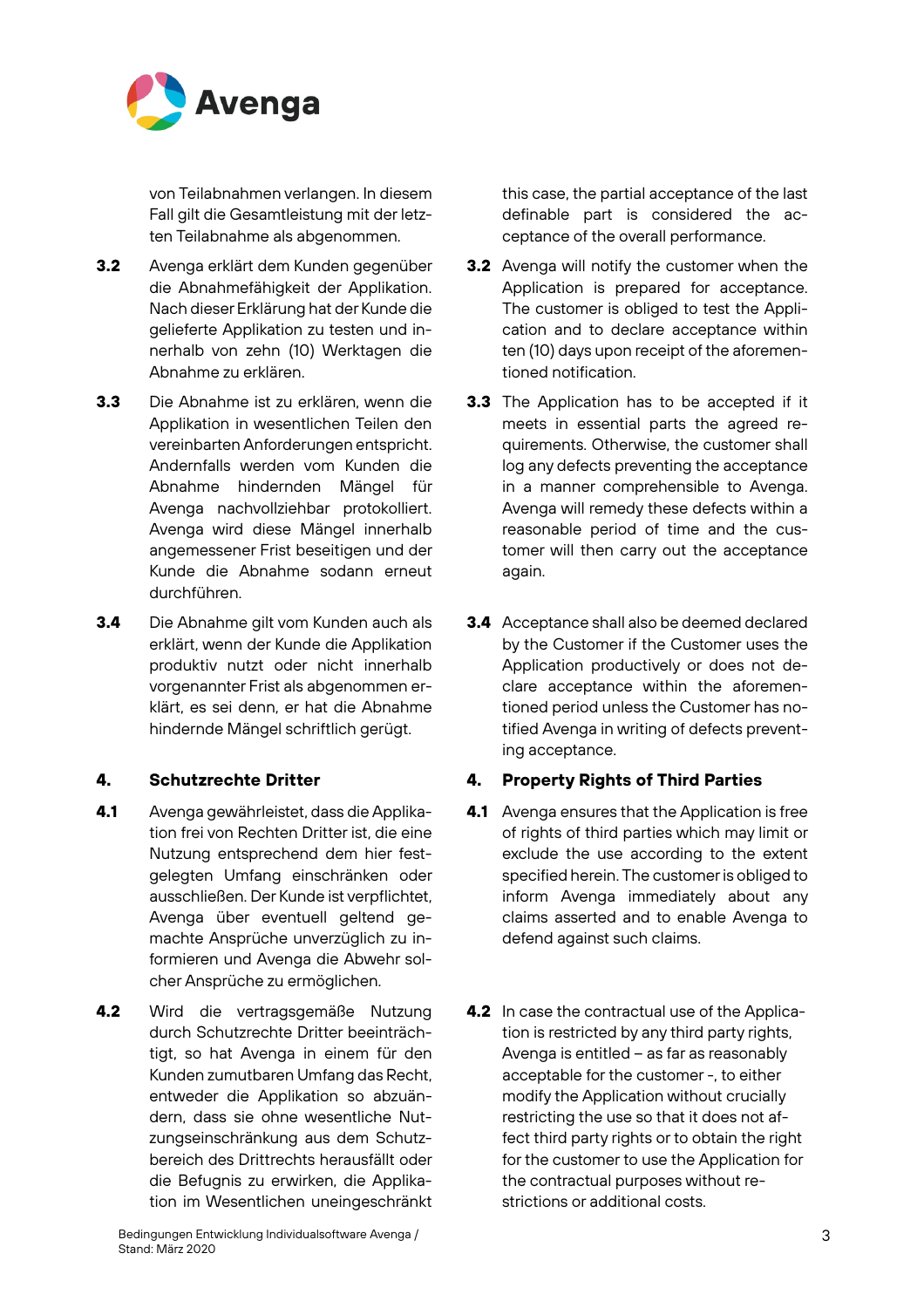von Teilabnahmen verlangen. In diesem Fall gilt die Gesamtleistung mit der letzten Teilabnahme als abgenommen.

**3.2** Avenga erklärt dem Kunden gegenüber die Abnahmefähigkeit der Applikation. Nach dieser Erklärung hat der Kunde die gelieferte Applikation zu testen und innerhalb von zehn (10) Werktagen die Abnahme zu erklären.

**3.3** Die Abnahme ist zu erklären, wenn die Applikation in wesentlichen Teilen den vereinbarten Anforderungen entspricht. Andernfalls werden vom Kunden die Abnahme hindernden Mängel für Avenga nachvollziehbar protokolliert. Avenga wird diese Mängel innerhalb angemessener Frist beseitigen und der Kunde die Abnahme sodann erneut durchführen.

**3.4** Die Abnahme gilt vom Kunden auch als erklärt, wenn der Kunde die Applikation produktiv nutzt oder nicht innerhalb vorgenannter Frist als abgenommen erklärt, es sei denn, er hat die Abnahme hindernde Mängel schriftlich gerügt.

## 4. Schutzrechte Dritter

**4.1** Avenga gewährleistet, dass die Applikation frei von Rechten Dritter ist, die eine Nutzung entsprechend dem hier festgelegten Umfang einschränken oder ausschließen. Der Kunde ist verpflichtet, Avenga über eventuell geltend gemachte Ansprüche unverzüglich zu informieren und Avenga die Abwehr solcher Ansprüche zu ermöglichen.

**4.2** Wird die vertragsgemäße Nutzung durch Schutzrechte Dritter beeinträchtigt, so hat Avenga in einem für den Kunden zumutbaren Umfang das Recht, entweder die Applikation so abzuändern, dass sie ohne wesentliche Nutzungseinschränkung aus dem Schutzbereich des Drittrechts herausfällt oder die Befugnis zu erwirken, die Applikation im Wesentlichen uneingeschränkt

---

this case, the partial acceptance of the last definable part is considered the acceptance of the overall performance.

**3.2** Avenga will notify the customer when the Application is prepared for acceptance. The customer is obliged to test the Application and to declare acceptance within ten (10) days upon receipt of the aforementioned notification.

**3.3** The Application has to be accepted if it meets in essential parts the agreed requirements. Otherwise, the customer shall log any defects preventing the acceptance in a manner comprehensible to Avenga. Avenga will remedy these defects within a reasonable period of time and the customer will then carry out the acceptance again.

**3.4** Acceptance shall also be deemed declared by the Customer if the Customer uses the Application productively or does not declare acceptance within the aforementioned period unless the Customer has notified Avenga in writing of defects preventing acceptance.

## 4. Property Rights of Third Parties

**4.1** Avenga ensures that the Application is free of rights of third parties which may limit or exclude the use according to the extent specified herein. The customer is obliged to inform Avenga immediately about any claims asserted and to enable Avenga to defend against such claims.

**4.2** In case the contractual use of the Application is restricted by any third party rights, Avenga is entitled – as far as reasonably acceptable for the customer -, to either modify the Application without crucially restricting the use so that it does not affect third party rights or to obtain the right for the customer to use the Application for the contractual purposes without restrictions or additional costs.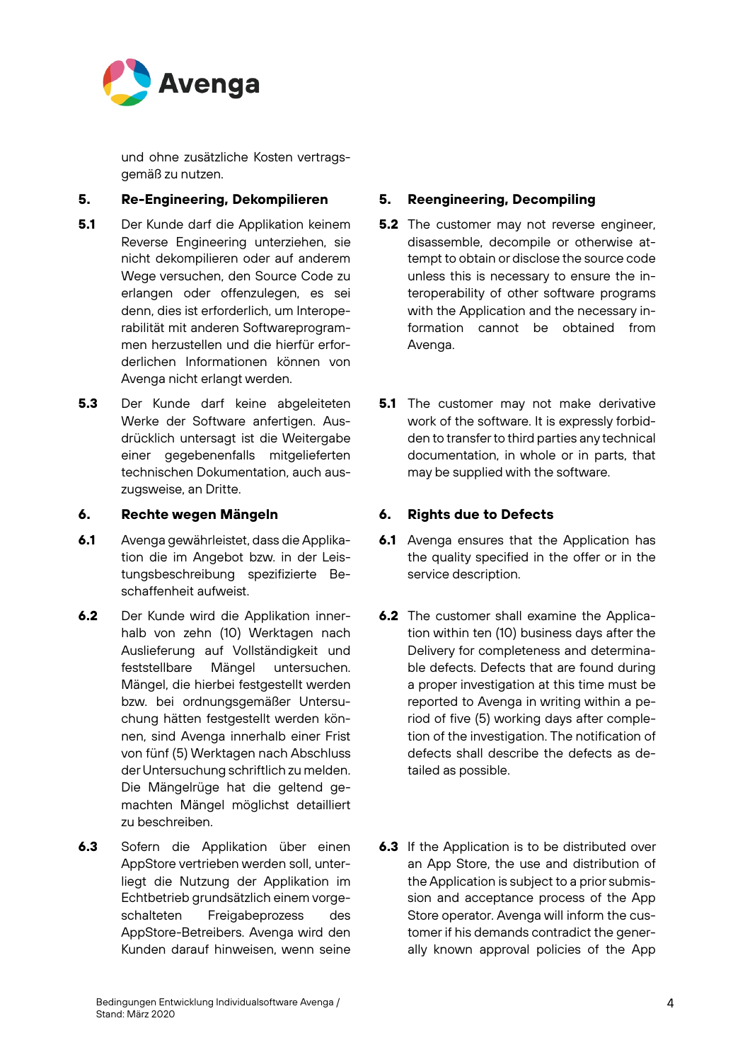und ohne zusätzliche Kosten vertragsgemäß zu nutzen.

## 5. Re-Engineering, Dekompilieren

**5.1** Der Kunde darf die Applikation keinem Reverse Engineering unterziehen, sie nicht dekompilieren oder auf anderem Wege versuchen, den Source Code zu erlangen oder offenzulegen, es sei denn, dies ist erforderlich, um Interoperabilität mit anderen Softwareprogrammen herzustellen und die hierfür erforderlichen Informationen können von Avenga nicht erlangt werden.

**5.3** Der Kunde darf keine abgeleiteten Werke der Software anfertigen. Ausdrücklich untersagt ist die Weitergabe einer gegebenenfalls mitgelieferten technischen Dokumentation, auch auszugsweise, an Dritte.

## 6. Rechte wegen Mängeln

**6.1** Avenga gewährleistet, dass die Applikation die im Angebot bzw. in der Leistungsbeschreibung spezifizierte Beschaffenheit aufweist.

**6.2** Der Kunde wird die Applikation innerhalb von zehn (10) Werktagen nach Auslieferung auf Vollständigkeit und feststellbare Mängel untersuchen. Mängel, die hierbei festgestellt werden bzw. bei ordnungsgemäßer Untersuchung hätten festgestellt werden können, sind Avenga innerhalb einer Frist von fünf (5) Werktagen nach Abschluss der Untersuchung schriftlich zu melden. Die Mängelrüge hat die geltend gemachten Mängel möglichst detailliert zu beschreiben.

**6.3** Sofern die Applikation über einen AppStore vertrieben werden soll, unterliegt die Nutzung der Applikation im Echtbetrieb grundsätzlich einem vorgeschalteten Freigabeprozess des AppStore-Betreibers. Avenga wird den Kunden darauf hinweisen, wenn seine

## 5. Reengineering, Decompiling

**5.2** The customer may not reverse engineer, disassemble, decompile or otherwise attempt to obtain or disclose the source code unless this is necessary to ensure the interoperability of other software programs with the Application and the necessary information cannot be obtained from Avenga.

**5.1** The customer may not make derivative work of the software. It is expressly forbidden to transfer to third parties any technical documentation, in whole or in parts, that may be supplied with the software.

## 6. Rights due to Defects

**6.1** Avenga ensures that the Application has the quality specified in the offer or in the service description.

**6.2** The customer shall examine the Application within ten (10) business days after the Delivery for completeness and determinable defects. Defects that are found during a proper investigation at this time must be reported to Avenga in writing within a period of five (5) working days after completion of the investigation. The notification of defects shall describe the defects as detailed as possible.

**6.3** If the Application is to be distributed over an App Store, the use and distribution of the Application is subject to a prior submission and acceptance process of the App Store operator. Avenga will inform the customer if his demands contradict the generally known approval policies of the App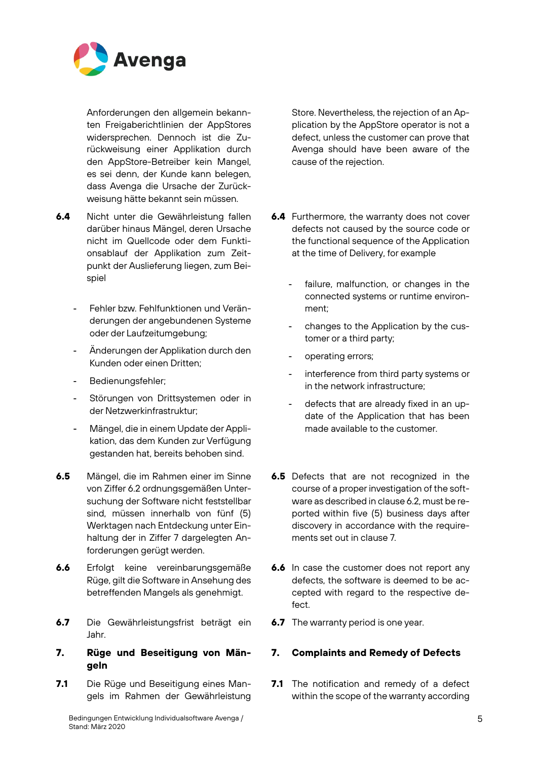Anforderungen den allgemein bekannten Freigaberichtlinien der AppStores widersprechen. Dennoch ist die Zurückweisung einer Applikation durch den AppStore-Betreiber kein Mangel, es sei denn, der Kunde kann belegen, dass Avenga die Ursache der Zurückweisung hätte bekannt sein müssen.

Store. Nevertheless, the rejection of an Application by the AppStore operator is not a defect, unless the customer can prove that Avenga should have been aware of the cause of the rejection.

**6.4** Nicht unter die Gewährleistung fallen darüber hinaus Mängel, deren Ursache nicht im Quellcode oder dem Funktionsablauf der Applikation zum Zeitpunkt der Auslieferung liegen, zum Beispiel

- Fehler bzw. Fehlfunktionen und Veränderungen der angebundenen Systeme oder der Laufzeitumgebung;
- Änderungen der Applikation durch den Kunden oder einen Dritten;
- Bedienungsfehler;
- Störungen von Drittsystemen oder in der Netzwerkinfrastruktur;
- Mängel, die in einem Update der Applikation, das dem Kunden zur Verfügung gestanden hat, bereits behoben sind.

**6.4** Furthermore, the warranty does not cover defects not caused by the source code or the functional sequence of the Application at the time of Delivery, for example

- failure, malfunction, or changes in the connected systems or runtime environment;
- changes to the Application by the customer or a third party;
- operating errors;
- interference from third party systems or in the network infrastructure;
- defects that are already fixed in an update of the Application that has been made available to the customer.

**6.5** Mängel, die im Rahmen einer im Sinne von Ziffer 6.2 ordnungsgemäßen Untersuchung der Software nicht feststellbar sind, müssen innerhalb von fünf (5) Werktagen nach Entdeckung unter Einhaltung der in Ziffer 7 dargelegten Anforderungen gerügt werden.

**6.5** Defects that are not recognized in the course of a proper investigation of the software as described in clause 6.2, must be reported within five (5) business days after discovery in accordance with the requirements set out in clause 7.

**6.6** Erfolgt keine vereinbarungsgemäße Rüge, gilt die Software in Ansehung des betreffenden Mangels als genehmigt.

**6.6** In case the customer does not report any defects, the software is deemed to be accepted with regard to the respective defect.

**6.7** Die Gewährleistungsfrist beträgt ein Jahr.

**6.7** The warranty period is one year.

## 7. Rüge und Beseitigung von Mängeln

## 7. Complaints and Remedy of Defects

**7.1** Die Rüge und Beseitigung eines Mangels im Rahmen der Gewährleistung

**7.1** The notification and remedy of a defect within the scope of the warranty according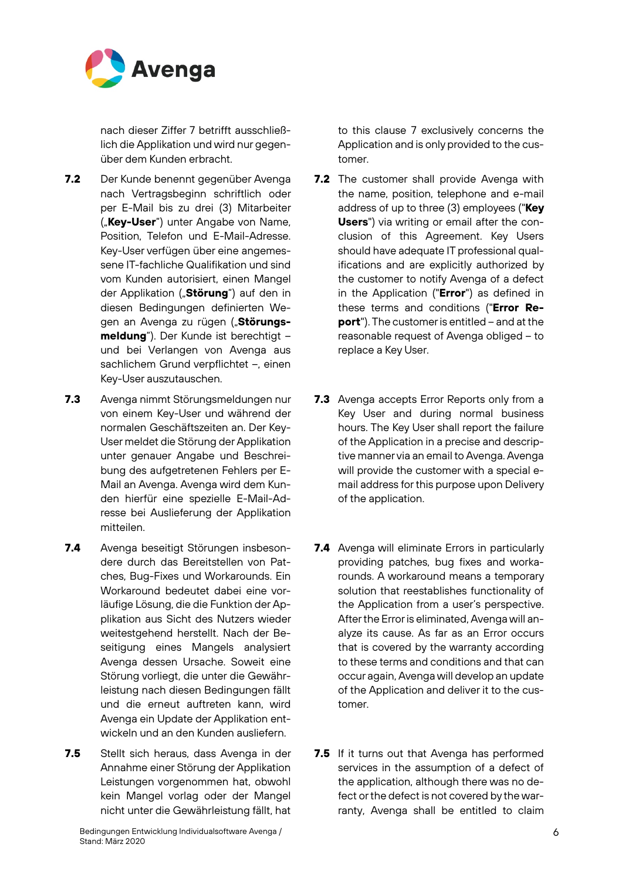nach dieser Ziffer 7 betrifft ausschließlich die Applikation und wird nur gegenüber dem Kunden erbracht.

to this clause 7 exclusively concerns the Application and is only provided to the customer.

**7.2** Der Kunde benennt gegenüber Avenga nach Vertragsbeginn schriftlich oder per E-Mail bis zu drei (3) Mitarbeiter („**Key-User**“) unter Angabe von Name, Position, Telefon und E-Mail-Adresse. Key-User verfügen über eine angemessene IT-fachliche Qualifikation und sind vom Kunden autorisiert, einen Mangel der Applikation („**Störung**“) auf den in diesen Bedingungen definierten Wegen an Avenga zu rügen („**Störungsmeldung**“). Der Kunde ist berechtigt – und bei Verlangen von Avenga aus sachlichem Grund verpflichtet –, einen Key-User auszutauschen.

**7.2** The customer shall provide Avenga with the name, position, telephone and e-mail address of up to three (3) employees ("**Key Users**") via writing or email after the conclusion of this Agreement. Key Users should have adequate IT professional qualifications and are explicitly authorized by the customer to notify Avenga of a defect in the Application ("**Error**") as defined in these terms and conditions ("**Error Report**"). The customer is entitled – and at the reasonable request of Avenga obliged – to replace a Key User.

**7.3** Avenga nimmt Störungsmeldungen nur von einem Key-User und während der normalen Geschäftszeiten an. Der Key-User meldet die Störung der Applikation unter genauer Angabe und Beschreibung des aufgetretenen Fehlers per E-Mail an Avenga. Avenga wird dem Kunden hierfür eine spezielle E-Mail-Adresse bei Auslieferung der Applikation mitteilen.

**7.3** Avenga accepts Error Reports only from a Key User and during normal business hours. The Key User shall report the failure of the Application in a precise and descriptive manner via an email to Avenga. Avenga will provide the customer with a special e-mail address for this purpose upon Delivery of the application.

**7.4** Avenga beseitigt Störungen insbesondere durch das Bereitstellen von Patches, Bug-Fixes und Workarounds. Ein Workaround bedeutet dabei eine vorläufige Lösung, die die Funktion der Applikation aus Sicht des Nutzers wieder weitestgehend herstellt. Nach der Beseitigung eines Mangels analysiert Avenga dessen Ursache. Soweit eine Störung vorliegt, die unter die Gewährleistung nach diesen Bedingungen fällt und die erneut auftreten kann, wird Avenga ein Update der Applikation entwickeln und an den Kunden ausliefern.

**7.4** Avenga will eliminate Errors in particularly providing patches, bug fixes and workarounds. A workaround means a temporary solution that reestablishes functionality of the Application from a user’s perspective. After the Error is eliminated, Avenga will analyze its cause. As far as an Error occurs that is covered by the warranty according to these terms and conditions and that can occur again, Avenga will develop an update of the Application and deliver it to the customer.

**7.5** Stellt sich heraus, dass Avenga in der Annahme einer Störung der Applikation Leistungen vorgenommen hat, obwohl kein Mangel vorlag oder der Mangel nicht unter die Gewährleistung fällt, hat

**7.5** If it turns out that Avenga has performed services in the assumption of a defect of the application, although there was no defect or the defect is not covered by the warranty, Avenga shall be entitled to claim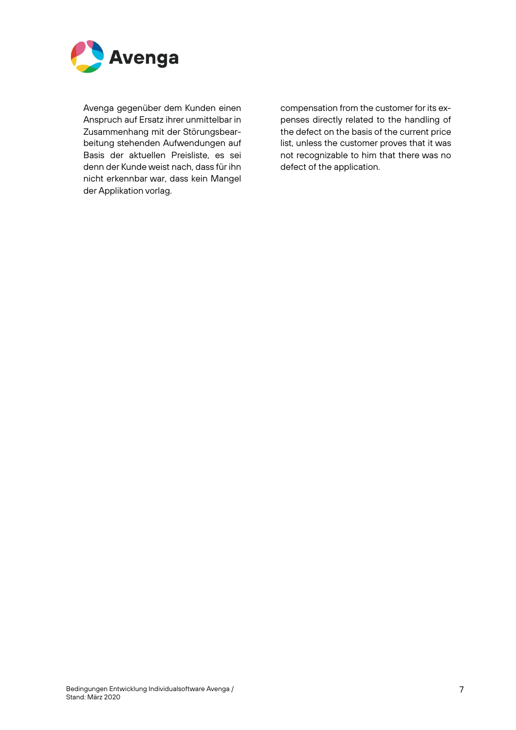Avenga gegenüber dem Kunden einen Anspruch auf Ersatz ihrer unmittelbar in Zusammenhang mit der Störungsbearbeitung stehenden Aufwendungen auf Basis der aktuellen Preisliste, es sei denn der Kunde weist nach, dass für ihn nicht erkennbar war, dass kein Mangel der Applikation vorlag.

compensation from the customer for its expenses directly related to the handling of the defect on the basis of the current price list, unless the customer proves that it was not recognizable to him that there was no defect of the application.